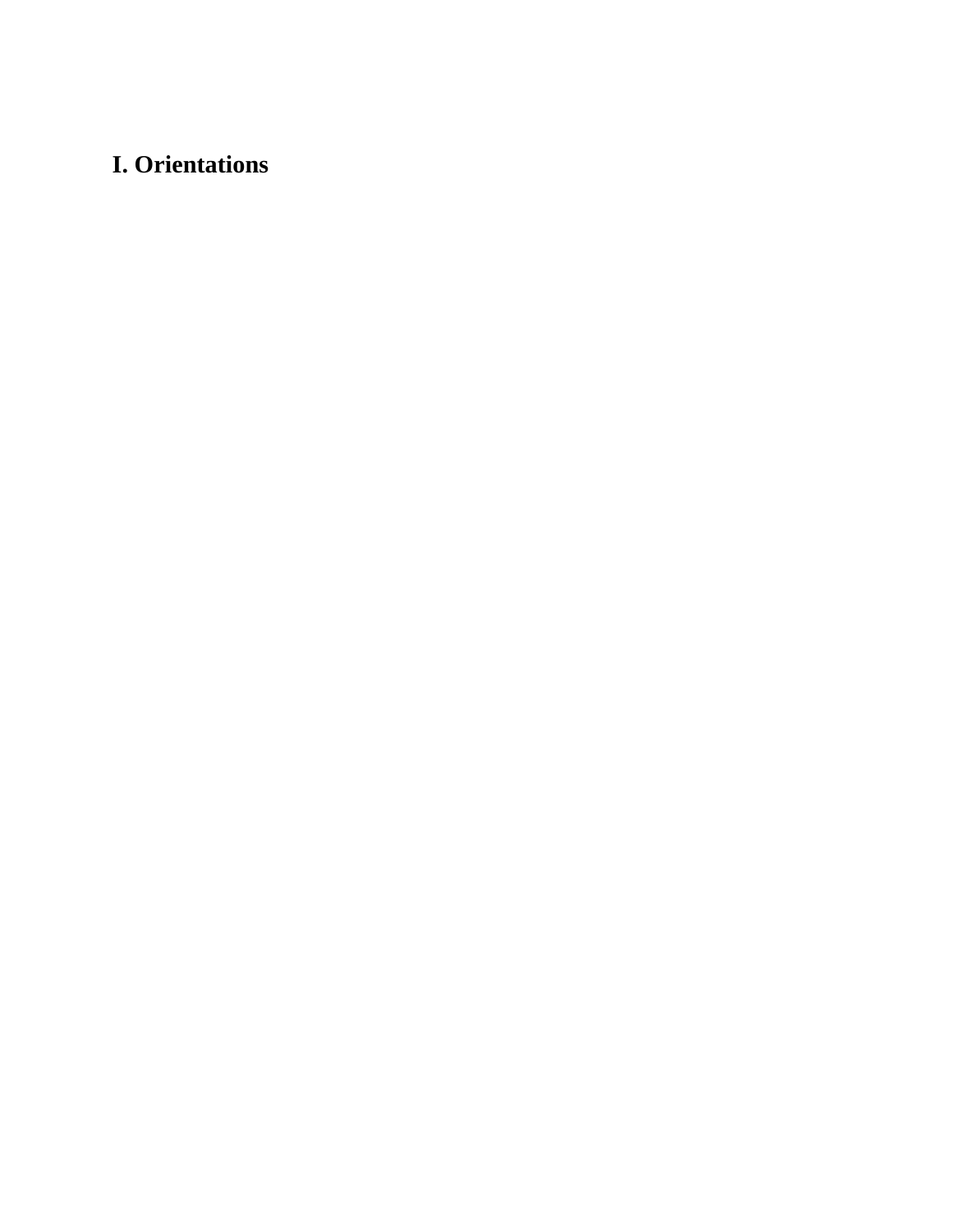# I. Orientations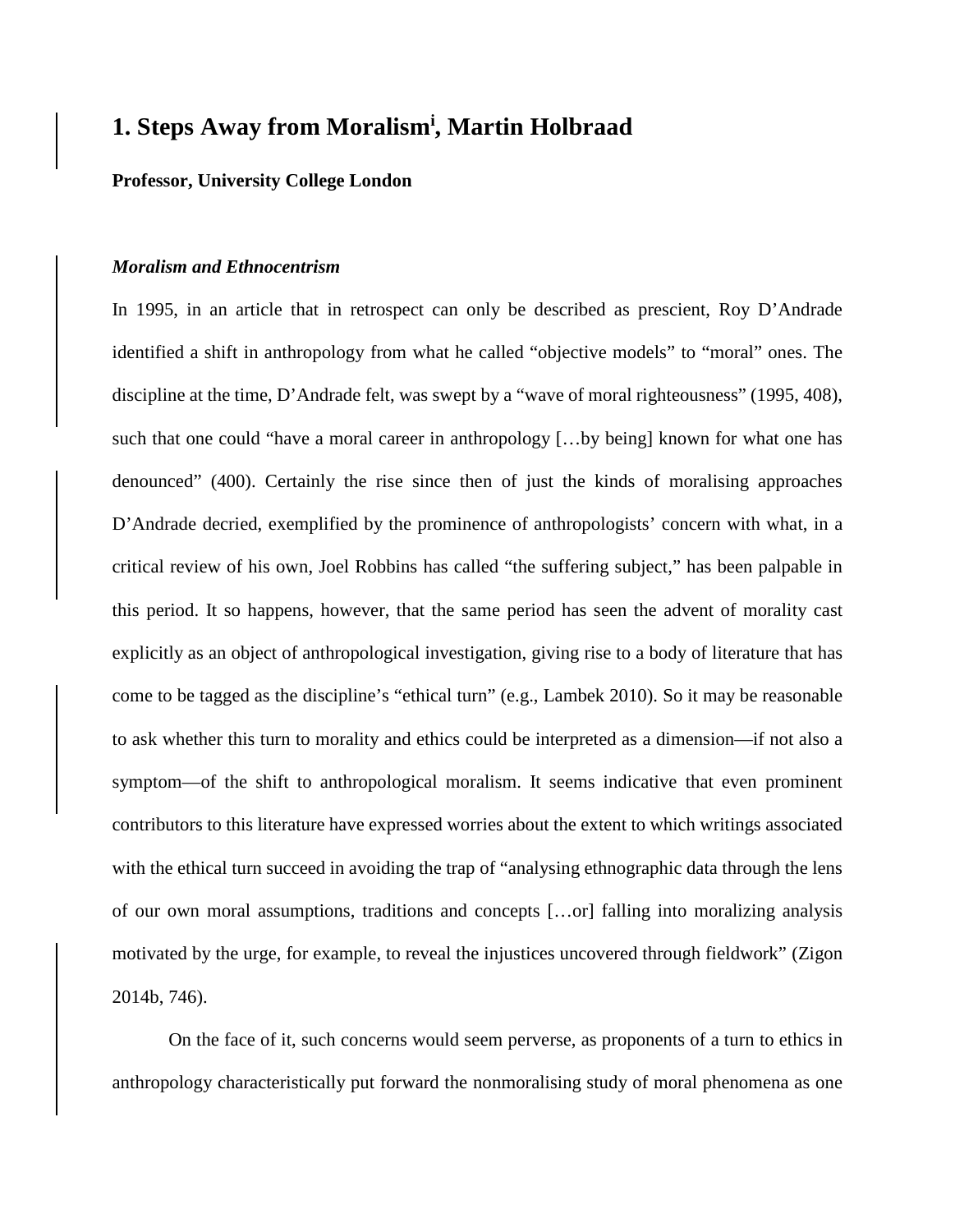# 1. Steps Away from Moralism[i], Martin Holbraad

**Professor, University College London**

### *Moralism and Ethnocentrism*

In 1995, in an article that in retrospect can only be described as prescient, Roy D'Andrade identified a shift in anthropology from what he called "objective models" to "moral" ones. The discipline at the time, D'Andrade felt, was swept by a "wave of moral righteousness" (1995, 408), such that one could "have a moral career in anthropology […by being] known for what one has denounced" (400). Certainly the rise since then of just the kinds of moralising approaches D'Andrade decried, exemplified by the prominence of anthropologists' concern with what, in a critical review of his own, Joel Robbins has called "the suffering subject," has been palpable in this period. It so happens, however, that the same period has seen the advent of morality cast explicitly as an object of anthropological investigation, giving rise to a body of literature that has come to be tagged as the discipline's "ethical turn" (e.g., Lambek 2010). So it may be reasonable to ask whether this turn to morality and ethics could be interpreted as a dimension—if not also a symptom—of the shift to anthropological moralism. It seems indicative that even prominent contributors to this literature have expressed worries about the extent to which writings associated with the ethical turn succeed in avoiding the trap of "analysing ethnographic data through the lens of our own moral assumptions, traditions and concepts […or] falling into moralizing analysis motivated by the urge, for example, to reveal the injustices uncovered through fieldwork" (Zigon 2014b, 746).

On the face of it, such concerns would seem perverse, as proponents of a turn to ethics in anthropology characteristically put forward the nonmoralising study of moral phenomena as one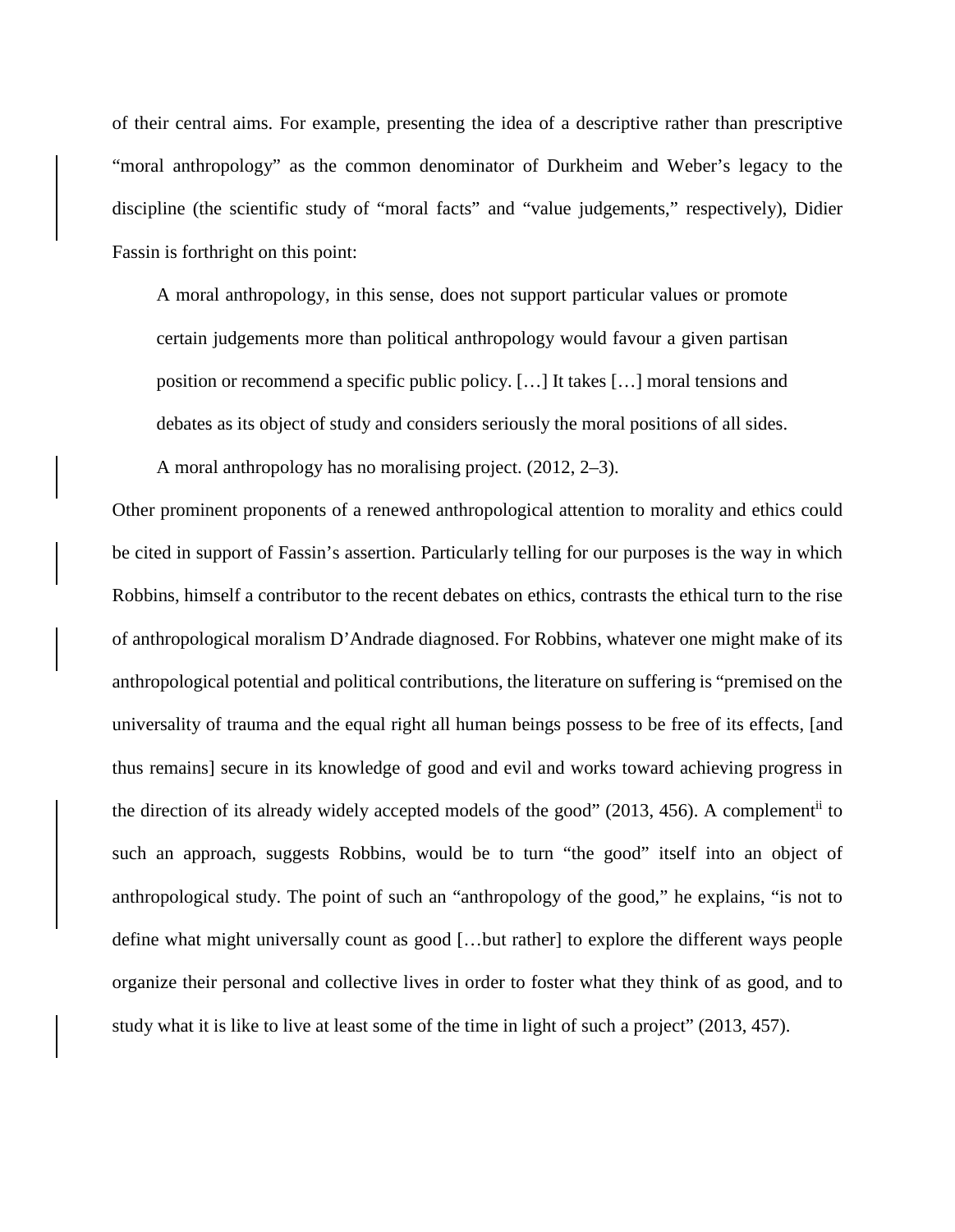of their central aims. For example, presenting the idea of a descriptive rather than prescriptive "moral anthropology" as the common denominator of Durkheim and Weber's legacy to the discipline (the scientific study of "moral facts" and "value judgements," respectively), Didier Fassin is forthright on this point:

> A moral anthropology, in this sense, does not support particular values or promote certain judgements more than political anthropology would favour a given partisan position or recommend a specific public policy. […] It takes […] moral tensions and debates as its object of study and considers seriously the moral positions of all sides. A moral anthropology has no moralising project. (2012, 2–3).

Other prominent proponents of a renewed anthropological attention to morality and ethics could be cited in support of Fassin's assertion. Particularly telling for our purposes is the way in which Robbins, himself a contributor to the recent debates on ethics, contrasts the ethical turn to the rise of anthropological moralism D'Andrade diagnosed. For Robbins, whatever one might make of its anthropological potential and political contributions, the literature on suffering is "premised on the universality of trauma and the equal right all human beings possess to be free of its effects, [and thus remains] secure in its knowledge of good and evil and works toward achieving progress in the direction of its already widely accepted models of the good" (2013, 456). A complement[ii] to such an approach, suggests Robbins, would be to turn "the good" itself into an object of anthropological study. The point of such an "anthropology of the good," he explains, "is not to define what might universally count as good […but rather] to explore the different ways people organize their personal and collective lives in order to foster what they think of as good, and to study what it is like to live at least some of the time in light of such a project" (2013, 457).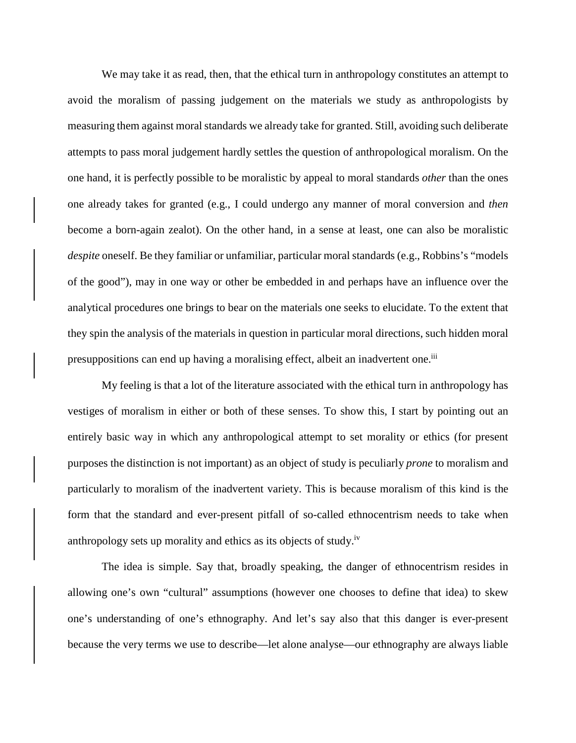We may take it as read, then, that the ethical turn in anthropology constitutes an attempt to avoid the moralism of passing judgement on the materials we study as anthropologists by measuring them against moral standards we already take for granted. Still, avoiding such deliberate attempts to pass moral judgement hardly settles the question of anthropological moralism. On the one hand, it is perfectly possible to be moralistic by appeal to moral standards *other* than the ones one already takes for granted (e.g., I could undergo any manner of moral conversion and *then* become a born-again zealot). On the other hand, in a sense at least, one can also be moralistic *despite* oneself. Be they familiar or unfamiliar, particular moral standards (e.g., Robbins's "models of the good"), may in one way or other be embedded in and perhaps have an influence over the analytical procedures one brings to bear on the materials one seeks to elucidate. To the extent that they spin the analysis of the materials in question in particular moral directions, such hidden moral presuppositions can end up having a moralising effect, albeit an inadvertent one.[iii]

My feeling is that a lot of the literature associated with the ethical turn in anthropology has vestiges of moralism in either or both of these senses. To show this, I start by pointing out an entirely basic way in which any anthropological attempt to set morality or ethics (for present purposes the distinction is not important) as an object of study is peculiarly *prone* to moralism and particularly to moralism of the inadvertent variety. This is because moralism of this kind is the form that the standard and ever-present pitfall of so-called ethnocentrism needs to take when anthropology sets up morality and ethics as its objects of study.[iv]

The idea is simple. Say that, broadly speaking, the danger of ethnocentrism resides in allowing one's own "cultural" assumptions (however one chooses to define that idea) to skew one's understanding of one's ethnography. And let's say also that this danger is ever-present because the very terms we use to describe—let alone analyse—our ethnography are always liable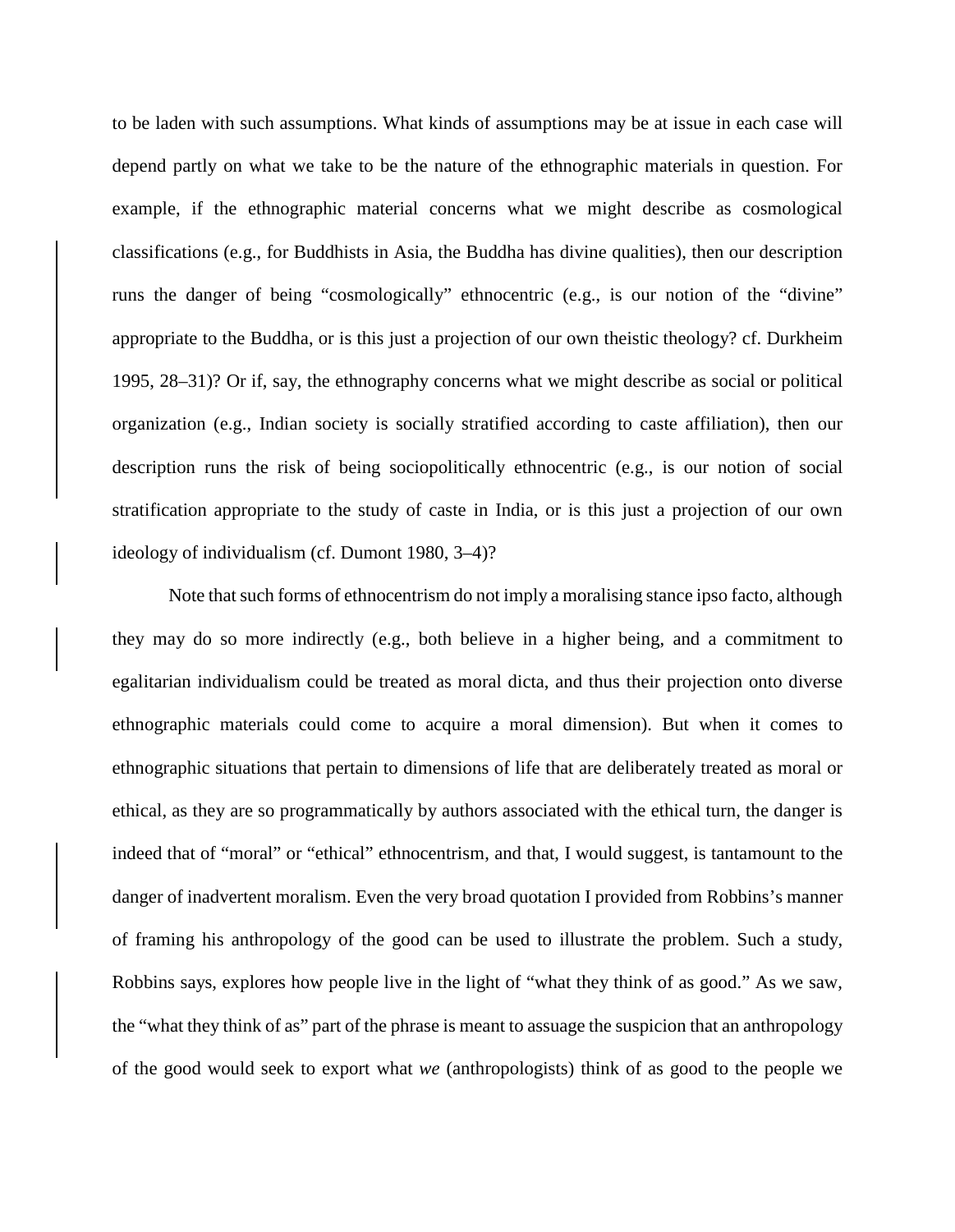to be laden with such assumptions. What kinds of assumptions may be at issue in each case will depend partly on what we take to be the nature of the ethnographic materials in question. For example, if the ethnographic material concerns what we might describe as cosmological classifications (e.g., for Buddhists in Asia, the Buddha has divine qualities), then our description runs the danger of being "cosmologically" ethnocentric (e.g., is our notion of the "divine" appropriate to the Buddha, or is this just a projection of our own theistic theology? cf. Durkheim 1995, 28–31)? Or if, say, the ethnography concerns what we might describe as social or political organization (e.g., Indian society is socially stratified according to caste affiliation), then our description runs the risk of being sociopolitically ethnocentric (e.g., is our notion of social stratification appropriate to the study of caste in India, or is this just a projection of our own ideology of individualism (cf. Dumont 1980, 3–4)?

Note that such forms of ethnocentrism do not imply a moralising stance ipso facto, although they may do so more indirectly (e.g., both believe in a higher being, and a commitment to egalitarian individualism could be treated as moral dicta, and thus their projection onto diverse ethnographic materials could come to acquire a moral dimension). But when it comes to ethnographic situations that pertain to dimensions of life that are deliberately treated as moral or ethical, as they are so programmatically by authors associated with the ethical turn, the danger is indeed that of "moral" or "ethical" ethnocentrism, and that, I would suggest, is tantamount to the danger of inadvertent moralism. Even the very broad quotation I provided from Robbins's manner of framing his anthropology of the good can be used to illustrate the problem. Such a study, Robbins says, explores how people live in the light of "what they think of as good." As we saw, the "what they think of as" part of the phrase is meant to assuage the suspicion that an anthropology of the good would seek to export what *we* (anthropologists) think of as good to the people we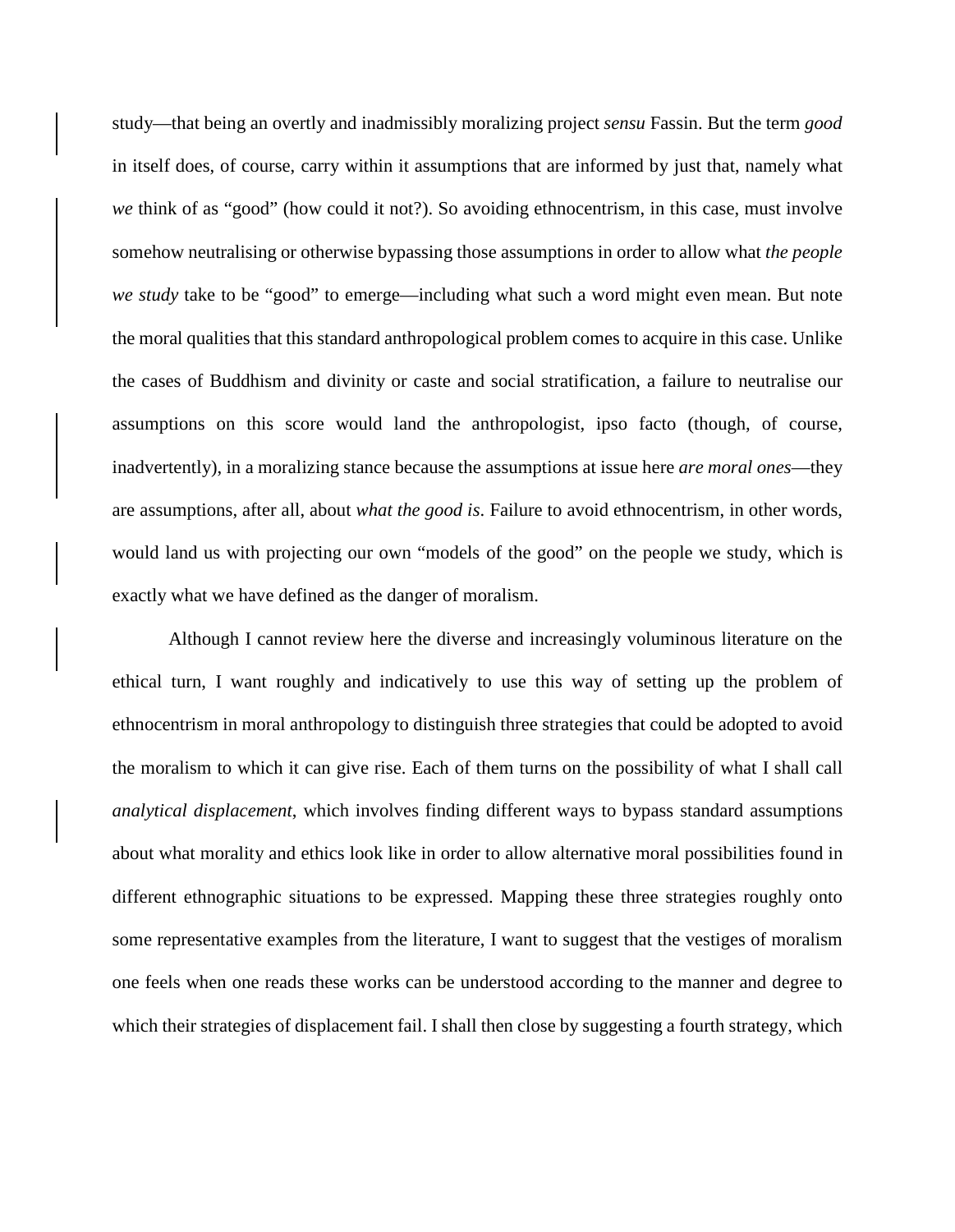study—that being an overtly and inadmissibly moralizing project *sensu* Fassin. But the term *good* in itself does, of course, carry within it assumptions that are informed by just that, namely what *we* think of as "good" (how could it not?). So avoiding ethnocentrism, in this case, must involve somehow neutralising or otherwise bypassing those assumptions in order to allow what *the people we study* take to be "good" to emerge—including what such a word might even mean. But note the moral qualities that this standard anthropological problem comes to acquire in this case. Unlike the cases of Buddhism and divinity or caste and social stratification, a failure to neutralise our assumptions on this score would land the anthropologist, ipso facto (though, of course, inadvertently), in a moralizing stance because the assumptions at issue here *are moral ones*—they are assumptions, after all, about *what the good is*. Failure to avoid ethnocentrism, in other words, would land us with projecting our own "models of the good" on the people we study, which is exactly what we have defined as the danger of moralism.

Although I cannot review here the diverse and increasingly voluminous literature on the ethical turn, I want roughly and indicatively to use this way of setting up the problem of ethnocentrism in moral anthropology to distinguish three strategies that could be adopted to avoid the moralism to which it can give rise. Each of them turns on the possibility of what I shall call *analytical displacement*, which involves finding different ways to bypass standard assumptions about what morality and ethics look like in order to allow alternative moral possibilities found in different ethnographic situations to be expressed. Mapping these three strategies roughly onto some representative examples from the literature, I want to suggest that the vestiges of moralism one feels when one reads these works can be understood according to the manner and degree to which their strategies of displacement fail. I shall then close by suggesting a fourth strategy, which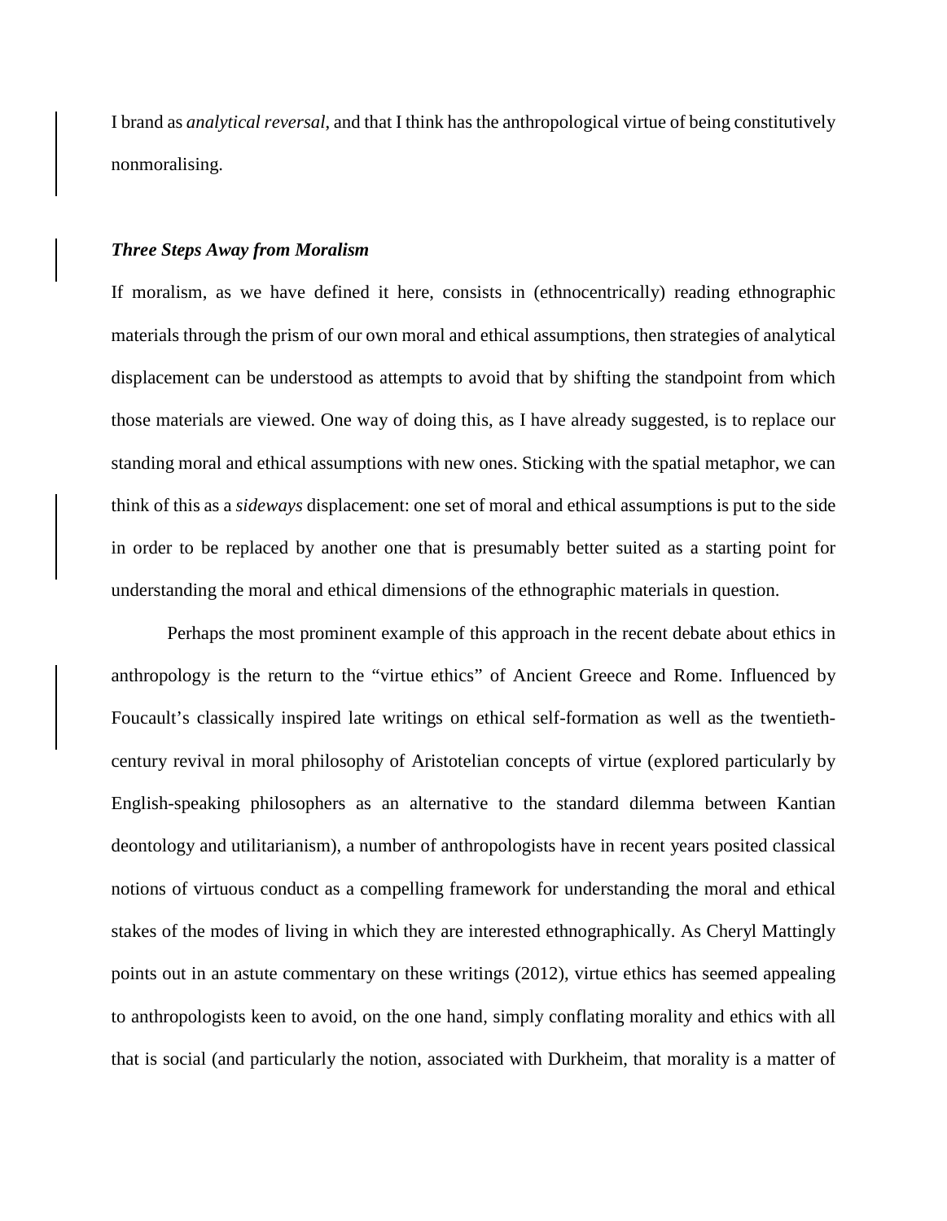I brand as *analytical reversal*, and that I think has the anthropological virtue of being constitutively nonmoralising.

### ***Three Steps Away from Moralism***

If moralism, as we have defined it here, consists in (ethnocentrically) reading ethnographic materials through the prism of our own moral and ethical assumptions, then strategies of analytical displacement can be understood as attempts to avoid that by shifting the standpoint from which those materials are viewed. One way of doing this, as I have already suggested, is to replace our standing moral and ethical assumptions with new ones. Sticking with the spatial metaphor, we can think of this as a *sideways* displacement: one set of moral and ethical assumptions is put to the side in order to be replaced by another one that is presumably better suited as a starting point for understanding the moral and ethical dimensions of the ethnographic materials in question.

Perhaps the most prominent example of this approach in the recent debate about ethics in anthropology is the return to the "virtue ethics" of Ancient Greece and Rome. Influenced by Foucault's classically inspired late writings on ethical self-formation as well as the twentieth-century revival in moral philosophy of Aristotelian concepts of virtue (explored particularly by English-speaking philosophers as an alternative to the standard dilemma between Kantian deontology and utilitarianism), a number of anthropologists have in recent years posited classical notions of virtuous conduct as a compelling framework for understanding the moral and ethical stakes of the modes of living in which they are interested ethnographically. As Cheryl Mattingly points out in an astute commentary on these writings (2012), virtue ethics has seemed appealing to anthropologists keen to avoid, on the one hand, simply conflating morality and ethics with all that is social (and particularly the notion, associated with Durkheim, that morality is a matter of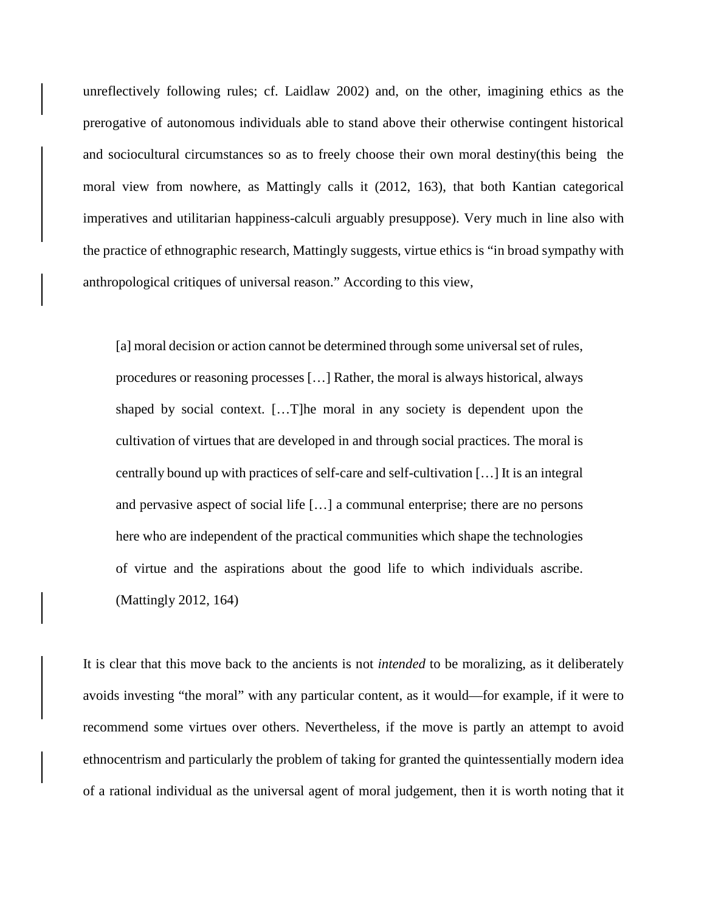unreflectively following rules; cf. Laidlaw 2002) and, on the other, imagining ethics as the prerogative of autonomous individuals able to stand above their otherwise contingent historical and sociocultural circumstances so as to freely choose their own moral destiny(this being the moral view from nowhere, as Mattingly calls it (2012, 163), that both Kantian categorical imperatives and utilitarian happiness-calculi arguably presuppose). Very much in line also with the practice of ethnographic research, Mattingly suggests, virtue ethics is "in broad sympathy with anthropological critiques of universal reason." According to this view,

> [a] moral decision or action cannot be determined through some universal set of rules, procedures or reasoning processes […] Rather, the moral is always historical, always shaped by social context. […T]he moral in any society is dependent upon the cultivation of virtues that are developed in and through social practices. The moral is centrally bound up with practices of self-care and self-cultivation […] It is an integral and pervasive aspect of social life […] a communal enterprise; there are no persons here who are independent of the practical communities which shape the technologies of virtue and the aspirations about the good life to which individuals ascribe. (Mattingly 2012, 164)

It is clear that this move back to the ancients is not *intended* to be moralizing, as it deliberately avoids investing "the moral" with any particular content, as it would—for example, if it were to recommend some virtues over others. Nevertheless, if the move is partly an attempt to avoid ethnocentrism and particularly the problem of taking for granted the quintessentially modern idea of a rational individual as the universal agent of moral judgement, then it is worth noting that it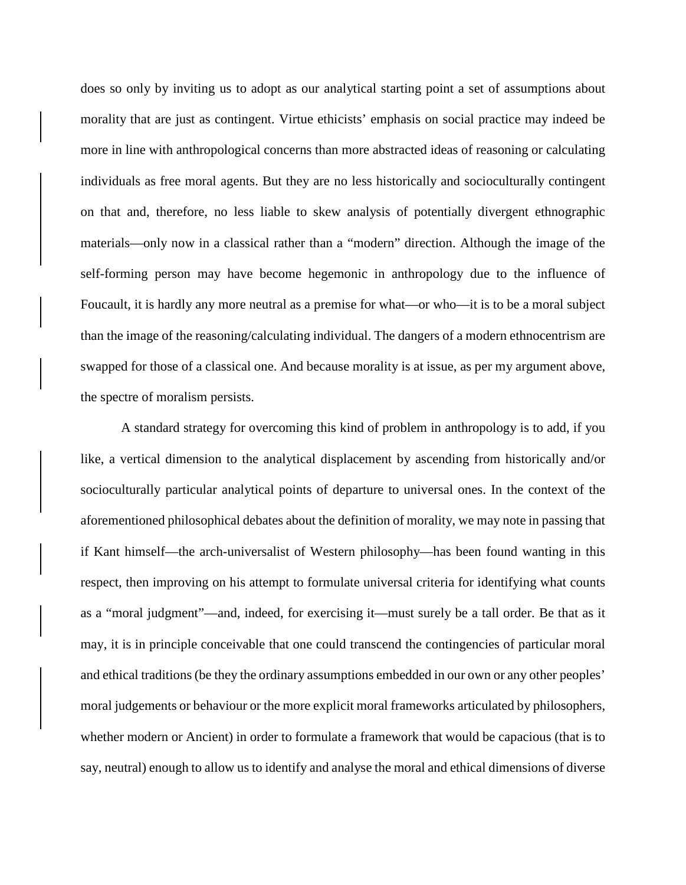does so only by inviting us to adopt as our analytical starting point a set of assumptions about morality that are just as contingent. Virtue ethicists' emphasis on social practice may indeed be more in line with anthropological concerns than more abstracted ideas of reasoning or calculating individuals as free moral agents. But they are no less historically and socioculturally contingent on that and, therefore, no less liable to skew analysis of potentially divergent ethnographic materials—only now in a classical rather than a "modern" direction. Although the image of the self-forming person may have become hegemonic in anthropology due to the influence of Foucault, it is hardly any more neutral as a premise for what—or who—it is to be a moral subject than the image of the reasoning/calculating individual. The dangers of a modern ethnocentrism are swapped for those of a classical one. And because morality is at issue, as per my argument above, the spectre of moralism persists.

A standard strategy for overcoming this kind of problem in anthropology is to add, if you like, a vertical dimension to the analytical displacement by ascending from historically and/or socioculturally particular analytical points of departure to universal ones. In the context of the aforementioned philosophical debates about the definition of morality, we may note in passing that if Kant himself—the arch-universalist of Western philosophy—has been found wanting in this respect, then improving on his attempt to formulate universal criteria for identifying what counts as a "moral judgment"—and, indeed, for exercising it—must surely be a tall order. Be that as it may, it is in principle conceivable that one could transcend the contingencies of particular moral and ethical traditions (be they the ordinary assumptions embedded in our own or any other peoples' moral judgements or behaviour or the more explicit moral frameworks articulated by philosophers, whether modern or Ancient) in order to formulate a framework that would be capacious (that is to say, neutral) enough to allow us to identify and analyse the moral and ethical dimensions of diverse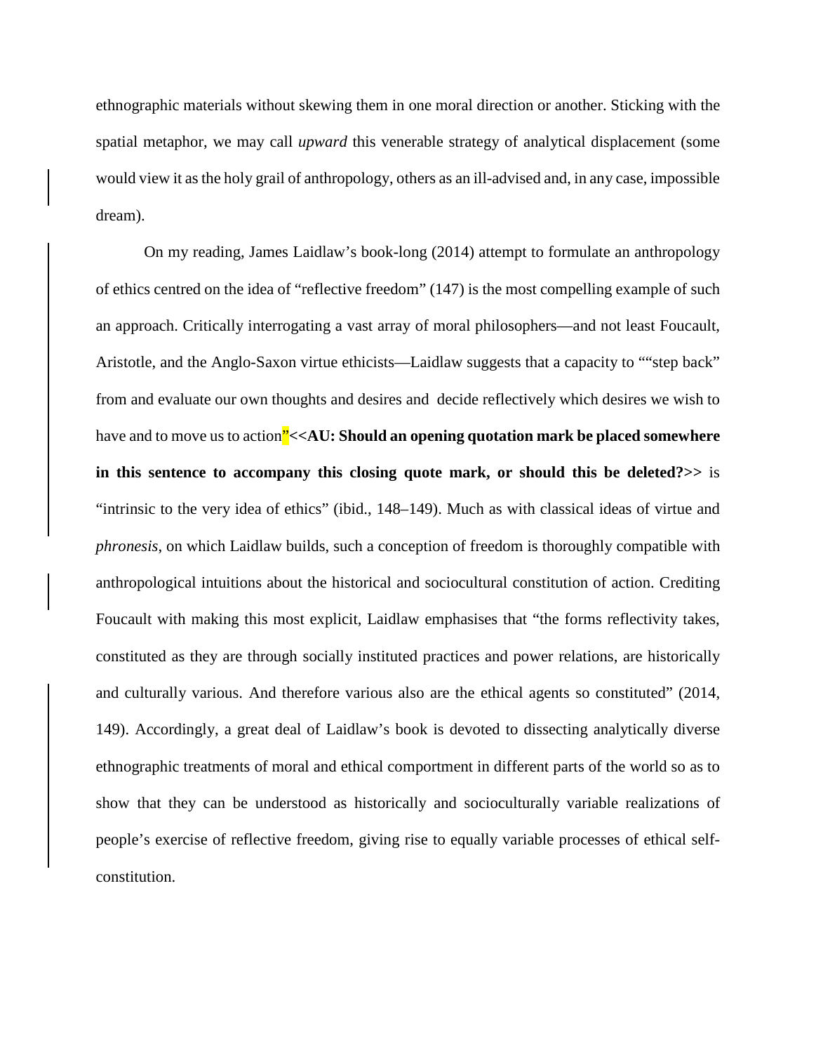ethnographic materials without skewing them in one moral direction or another. Sticking with the spatial metaphor, we may call *upward* this venerable strategy of analytical displacement (some would view it as the holy grail of anthropology, others as an ill-advised and, in any case, impossible dream).

On my reading, James Laidlaw's book-long (2014) attempt to formulate an anthropology of ethics centred on the idea of "reflective freedom" (147) is the most compelling example of such an approach. Critically interrogating a vast array of moral philosophers—and not least Foucault, Aristotle, and the Anglo-Saxon virtue ethicists—Laidlaw suggests that a capacity to ""step back" from and evaluate our own thoughts and desires and decide reflectively which desires we wish to have and to move us to action"**<<AU: Should an opening quotation mark be placed somewhere in this sentence to accompany this closing quote mark, or should this be deleted?>>** is "intrinsic to the very idea of ethics" (ibid., 148–149). Much as with classical ideas of virtue and *phronesis*, on which Laidlaw builds, such a conception of freedom is thoroughly compatible with anthropological intuitions about the historical and sociocultural constitution of action. Crediting Foucault with making this most explicit, Laidlaw emphasises that "the forms reflectivity takes, constituted as they are through socially instituted practices and power relations, are historically and culturally various. And therefore various also are the ethical agents so constituted" (2014, 149). Accordingly, a great deal of Laidlaw's book is devoted to dissecting analytically diverse ethnographic treatments of moral and ethical comportment in different parts of the world so as to show that they can be understood as historically and socioculturally variable realizations of people's exercise of reflective freedom, giving rise to equally variable processes of ethical self-constitution.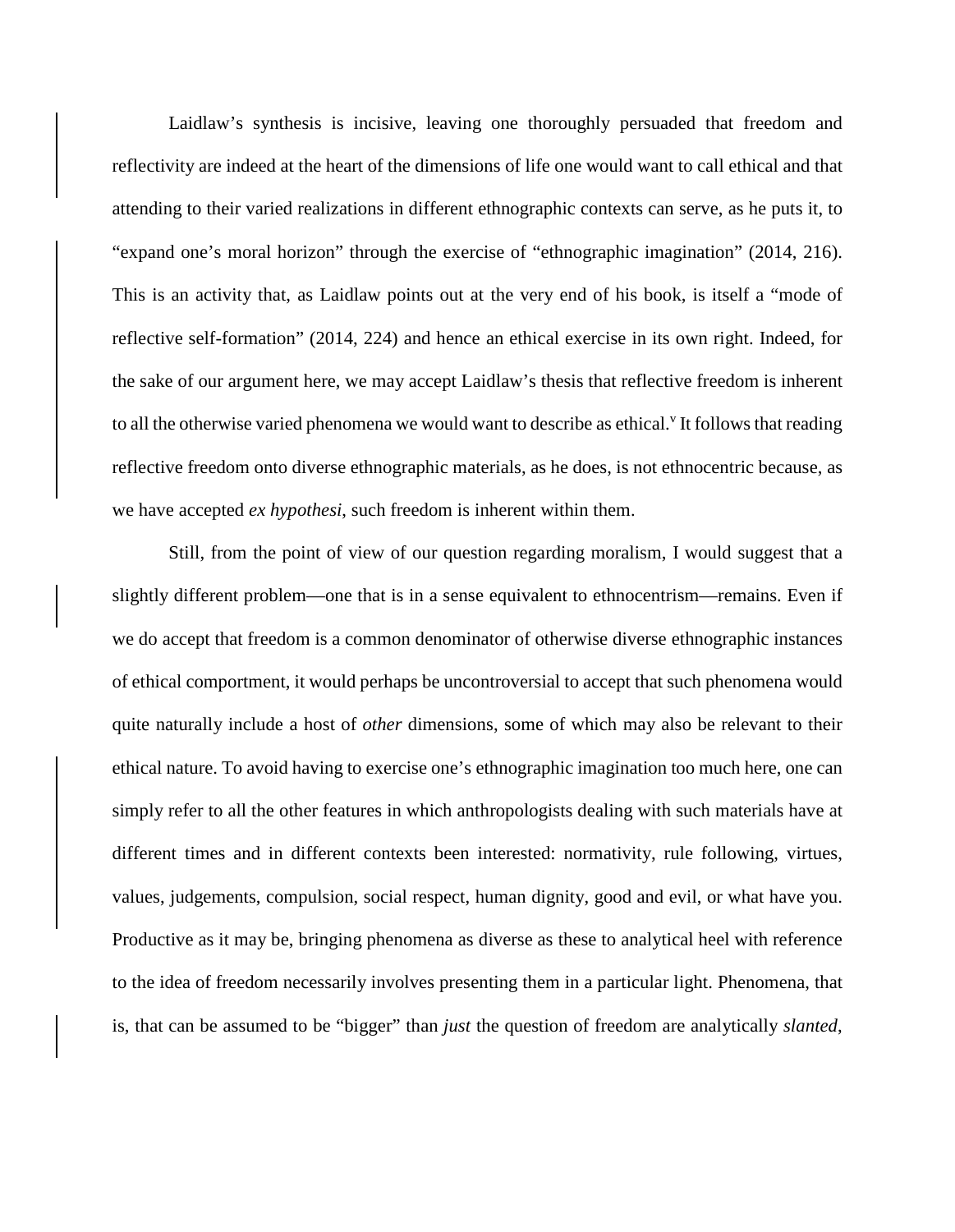Laidlaw's synthesis is incisive, leaving one thoroughly persuaded that freedom and reflectivity are indeed at the heart of the dimensions of life one would want to call ethical and that attending to their varied realizations in different ethnographic contexts can serve, as he puts it, to "expand one's moral horizon" through the exercise of "ethnographic imagination" (2014, 216). This is an activity that, as Laidlaw points out at the very end of his book, is itself a "mode of reflective self-formation" (2014, 224) and hence an ethical exercise in its own right. Indeed, for the sake of our argument here, we may accept Laidlaw's thesis that reflective freedom is inherent to all the otherwise varied phenomena we would want to describe as ethical.[v] It follows that reading reflective freedom onto diverse ethnographic materials, as he does, is not ethnocentric because, as we have accepted *ex hypothesi*, such freedom is inherent within them.

Still, from the point of view of our question regarding moralism, I would suggest that a slightly different problem—one that is in a sense equivalent to ethnocentrism—remains. Even if we do accept that freedom is a common denominator of otherwise diverse ethnographic instances of ethical comportment, it would perhaps be uncontroversial to accept that such phenomena would quite naturally include a host of *other* dimensions, some of which may also be relevant to their ethical nature. To avoid having to exercise one's ethnographic imagination too much here, one can simply refer to all the other features in which anthropologists dealing with such materials have at different times and in different contexts been interested: normativity, rule following, virtues, values, judgements, compulsion, social respect, human dignity, good and evil, or what have you. Productive as it may be, bringing phenomena as diverse as these to analytical heel with reference to the idea of freedom necessarily involves presenting them in a particular light. Phenomena, that is, that can be assumed to be "bigger" than *just* the question of freedom are analytically *slanted*,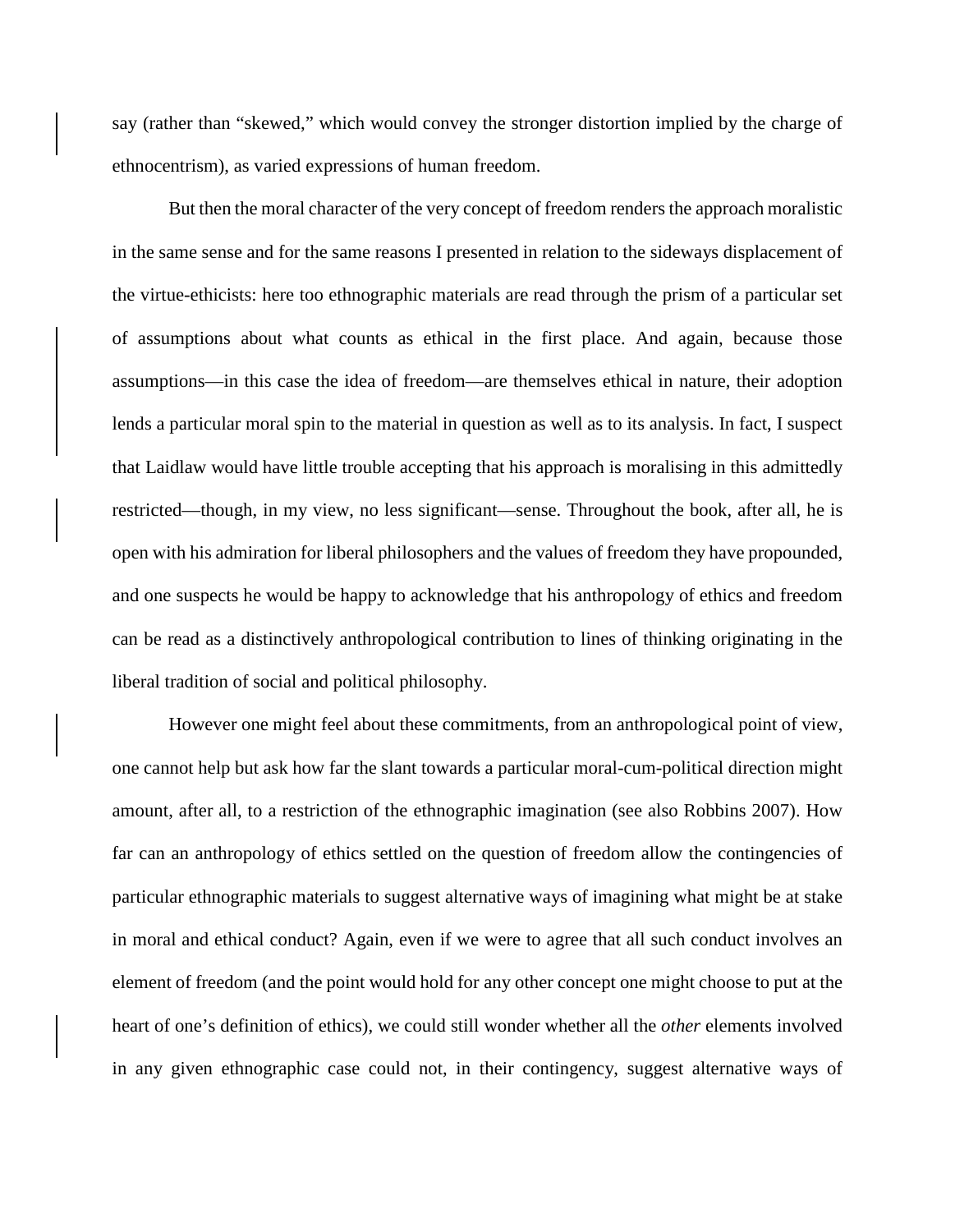say (rather than "skewed," which would convey the stronger distortion implied by the charge of ethnocentrism), as varied expressions of human freedom.

But then the moral character of the very concept of freedom renders the approach moralistic in the same sense and for the same reasons I presented in relation to the sideways displacement of the virtue-ethicists: here too ethnographic materials are read through the prism of a particular set of assumptions about what counts as ethical in the first place. And again, because those assumptions—in this case the idea of freedom—are themselves ethical in nature, their adoption lends a particular moral spin to the material in question as well as to its analysis. In fact, I suspect that Laidlaw would have little trouble accepting that his approach is moralising in this admittedly restricted—though, in my view, no less significant—sense. Throughout the book, after all, he is open with his admiration for liberal philosophers and the values of freedom they have propounded, and one suspects he would be happy to acknowledge that his anthropology of ethics and freedom can be read as a distinctively anthropological contribution to lines of thinking originating in the liberal tradition of social and political philosophy.

However one might feel about these commitments, from an anthropological point of view, one cannot help but ask how far the slant towards a particular moral-cum-political direction might amount, after all, to a restriction of the ethnographic imagination (see also Robbins 2007). How far can an anthropology of ethics settled on the question of freedom allow the contingencies of particular ethnographic materials to suggest alternative ways of imagining what might be at stake in moral and ethical conduct? Again, even if we were to agree that all such conduct involves an element of freedom (and the point would hold for any other concept one might choose to put at the heart of one's definition of ethics), we could still wonder whether all the *other* elements involved in any given ethnographic case could not, in their contingency, suggest alternative ways of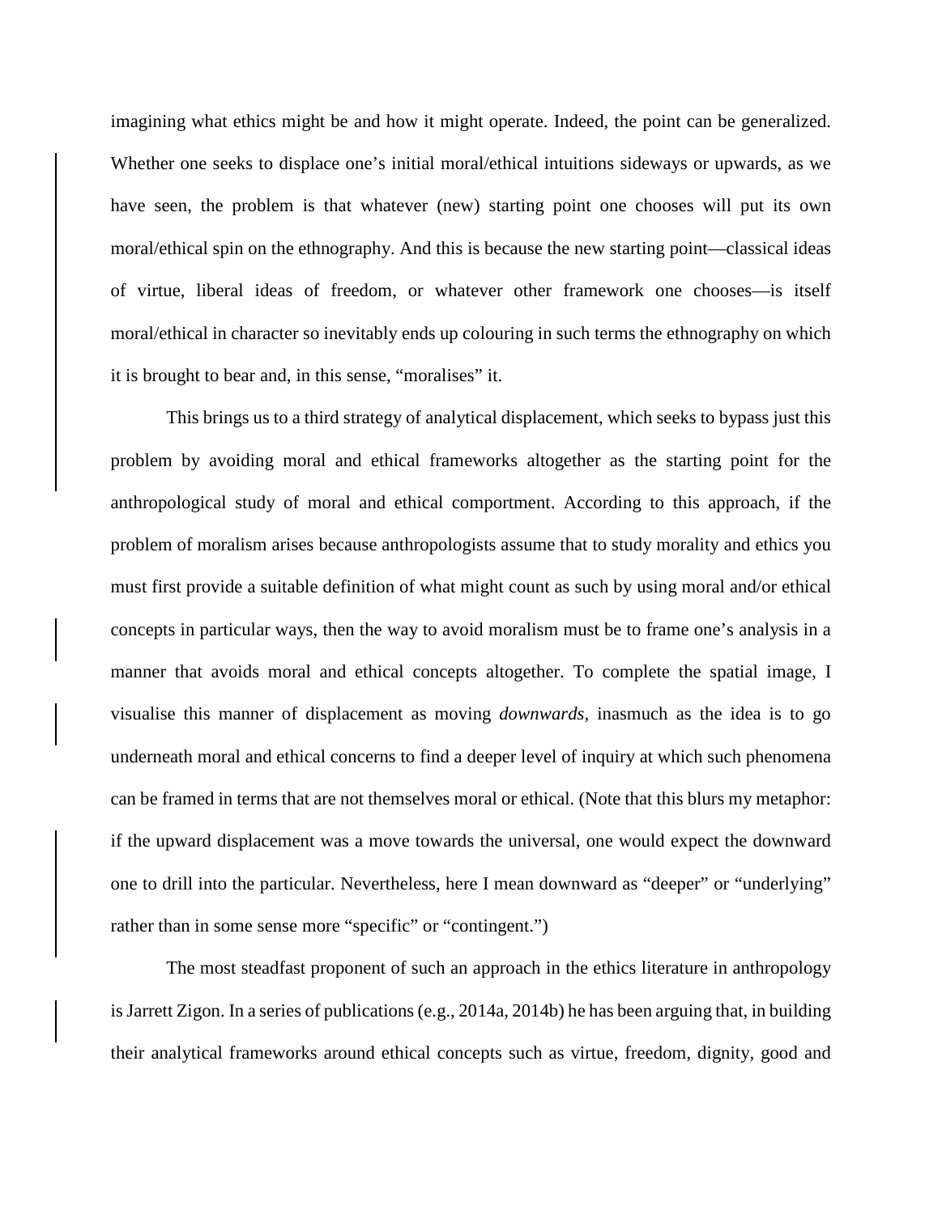imagining what ethics might be and how it might operate. Indeed, the point can be generalized. Whether one seeks to displace one's initial moral/ethical intuitions sideways or upwards, as we have seen, the problem is that whatever (new) starting point one chooses will put its own moral/ethical spin on the ethnography. And this is because the new starting point—classical ideas of virtue, liberal ideas of freedom, or whatever other framework one chooses—is itself moral/ethical in character so inevitably ends up colouring in such terms the ethnography on which it is brought to bear and, in this sense, "moralises" it.

This brings us to a third strategy of analytical displacement, which seeks to bypass just this problem by avoiding moral and ethical frameworks altogether as the starting point for the anthropological study of moral and ethical comportment. According to this approach, if the problem of moralism arises because anthropologists assume that to study morality and ethics you must first provide a suitable definition of what might count as such by using moral and/or ethical concepts in particular ways, then the way to avoid moralism must be to frame one's analysis in a manner that avoids moral and ethical concepts altogether. To complete the spatial image, I visualise this manner of displacement as moving *downwards*, inasmuch as the idea is to go underneath moral and ethical concerns to find a deeper level of inquiry at which such phenomena can be framed in terms that are not themselves moral or ethical. (Note that this blurs my metaphor: if the upward displacement was a move towards the universal, one would expect the downward one to drill into the particular. Nevertheless, here I mean downward as "deeper" or "underlying" rather than in some sense more "specific" or "contingent.")

The most steadfast proponent of such an approach in the ethics literature in anthropology is Jarrett Zigon. In a series of publications (e.g., 2014a, 2014b) he has been arguing that, in building their analytical frameworks around ethical concepts such as virtue, freedom, dignity, good and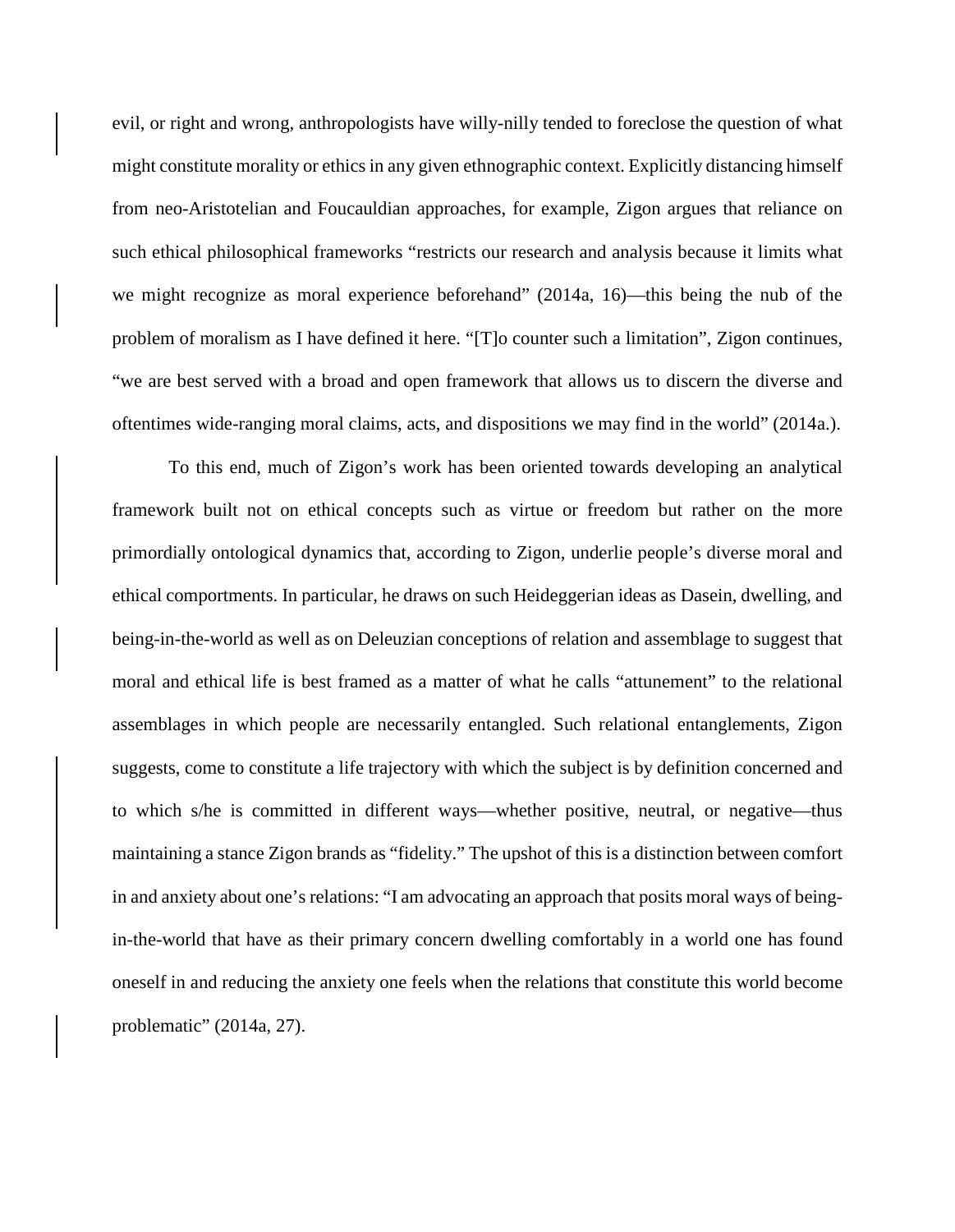evil, or right and wrong, anthropologists have willy-nilly tended to foreclose the question of what might constitute morality or ethics in any given ethnographic context. Explicitly distancing himself from neo-Aristotelian and Foucauldian approaches, for example, Zigon argues that reliance on such ethical philosophical frameworks "restricts our research and analysis because it limits what we might recognize as moral experience beforehand" (2014a, 16)—this being the nub of the problem of moralism as I have defined it here. "[T]o counter such a limitation", Zigon continues, "we are best served with a broad and open framework that allows us to discern the diverse and oftentimes wide-ranging moral claims, acts, and dispositions we may find in the world" (2014a.).

To this end, much of Zigon's work has been oriented towards developing an analytical framework built not on ethical concepts such as virtue or freedom but rather on the more primordially ontological dynamics that, according to Zigon, underlie people's diverse moral and ethical comportments. In particular, he draws on such Heideggerian ideas as Dasein, dwelling, and being-in-the-world as well as on Deleuzian conceptions of relation and assemblage to suggest that moral and ethical life is best framed as a matter of what he calls "attunement" to the relational assemblages in which people are necessarily entangled. Such relational entanglements, Zigon suggests, come to constitute a life trajectory with which the subject is by definition concerned and to which s/he is committed in different ways—whether positive, neutral, or negative—thus maintaining a stance Zigon brands as "fidelity." The upshot of this is a distinction between comfort in and anxiety about one's relations: "I am advocating an approach that posits moral ways of being-in-the-world that have as their primary concern dwelling comfortably in a world one has found oneself in and reducing the anxiety one feels when the relations that constitute this world become problematic" (2014a, 27).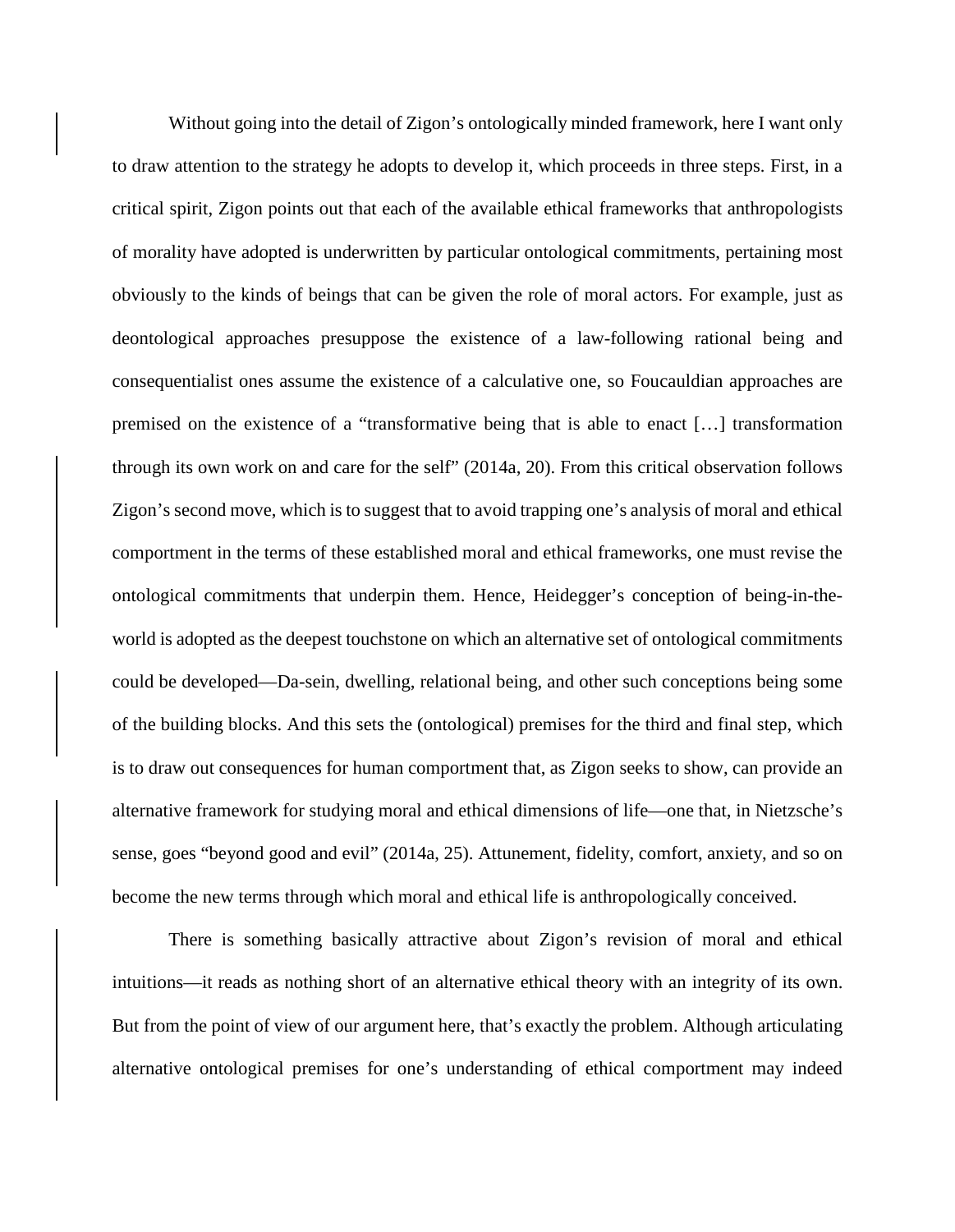Without going into the detail of Zigon's ontologically minded framework, here I want only to draw attention to the strategy he adopts to develop it, which proceeds in three steps. First, in a critical spirit, Zigon points out that each of the available ethical frameworks that anthropologists of morality have adopted is underwritten by particular ontological commitments, pertaining most obviously to the kinds of beings that can be given the role of moral actors. For example, just as deontological approaches presuppose the existence of a law-following rational being and consequentialist ones assume the existence of a calculative one, so Foucauldian approaches are premised on the existence of a "transformative being that is able to enact […] transformation through its own work on and care for the self" (2014a, 20). From this critical observation follows Zigon's second move, which is to suggest that to avoid trapping one's analysis of moral and ethical comportment in the terms of these established moral and ethical frameworks, one must revise the ontological commitments that underpin them. Hence, Heidegger's conception of being-in-the-world is adopted as the deepest touchstone on which an alternative set of ontological commitments could be developed—Da-sein, dwelling, relational being, and other such conceptions being some of the building blocks. And this sets the (ontological) premises for the third and final step, which is to draw out consequences for human comportment that, as Zigon seeks to show, can provide an alternative framework for studying moral and ethical dimensions of life—one that, in Nietzsche's sense, goes "beyond good and evil" (2014a, 25). Attunement, fidelity, comfort, anxiety, and so on become the new terms through which moral and ethical life is anthropologically conceived.

There is something basically attractive about Zigon's revision of moral and ethical intuitions—it reads as nothing short of an alternative ethical theory with an integrity of its own. But from the point of view of our argument here, that's exactly the problem. Although articulating alternative ontological premises for one's understanding of ethical comportment may indeed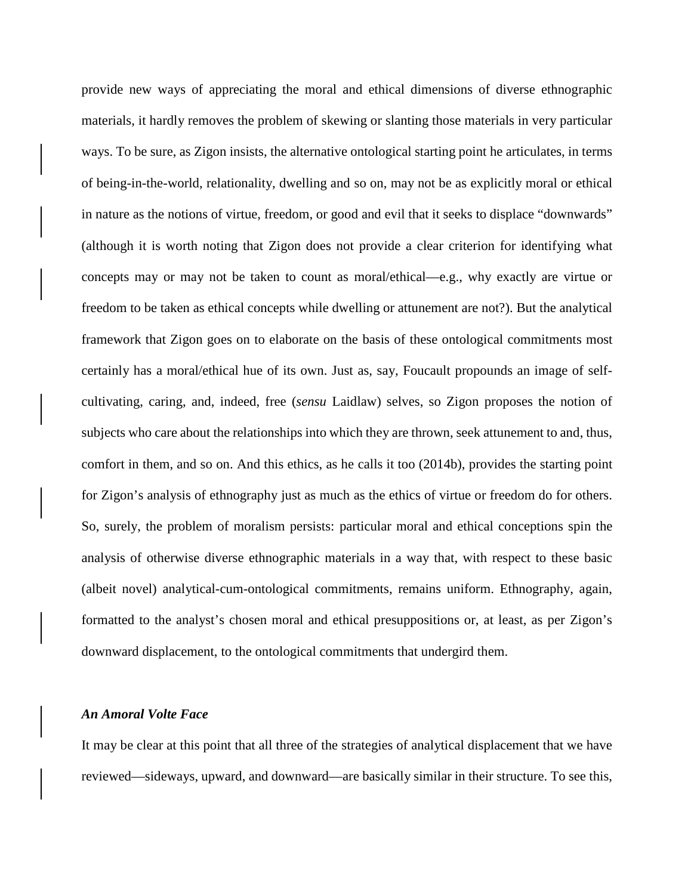provide new ways of appreciating the moral and ethical dimensions of diverse ethnographic materials, it hardly removes the problem of skewing or slanting those materials in very particular ways. To be sure, as Zigon insists, the alternative ontological starting point he articulates, in terms of being-in-the-world, relationality, dwelling and so on, may not be as explicitly moral or ethical in nature as the notions of virtue, freedom, or good and evil that it seeks to displace "downwards" (although it is worth noting that Zigon does not provide a clear criterion for identifying what concepts may or may not be taken to count as moral/ethical—e.g., why exactly are virtue or freedom to be taken as ethical concepts while dwelling or attunement are not?). But the analytical framework that Zigon goes on to elaborate on the basis of these ontological commitments most certainly has a moral/ethical hue of its own. Just as, say, Foucault propounds an image of self-cultivating, caring, and, indeed, free (*sensu* Laidlaw) selves, so Zigon proposes the notion of subjects who care about the relationships into which they are thrown, seek attunement to and, thus, comfort in them, and so on. And this ethics, as he calls it too (2014b), provides the starting point for Zigon's analysis of ethnography just as much as the ethics of virtue or freedom do for others. So, surely, the problem of moralism persists: particular moral and ethical conceptions spin the analysis of otherwise diverse ethnographic materials in a way that, with respect to these basic (albeit novel) analytical-cum-ontological commitments, remains uniform. Ethnography, again, formatted to the analyst's chosen moral and ethical presuppositions or, at least, as per Zigon's downward displacement, to the ontological commitments that undergird them.

### *An Amoral Volte Face*

It may be clear at this point that all three of the strategies of analytical displacement that we have reviewed—sideways, upward, and downward—are basically similar in their structure. To see this,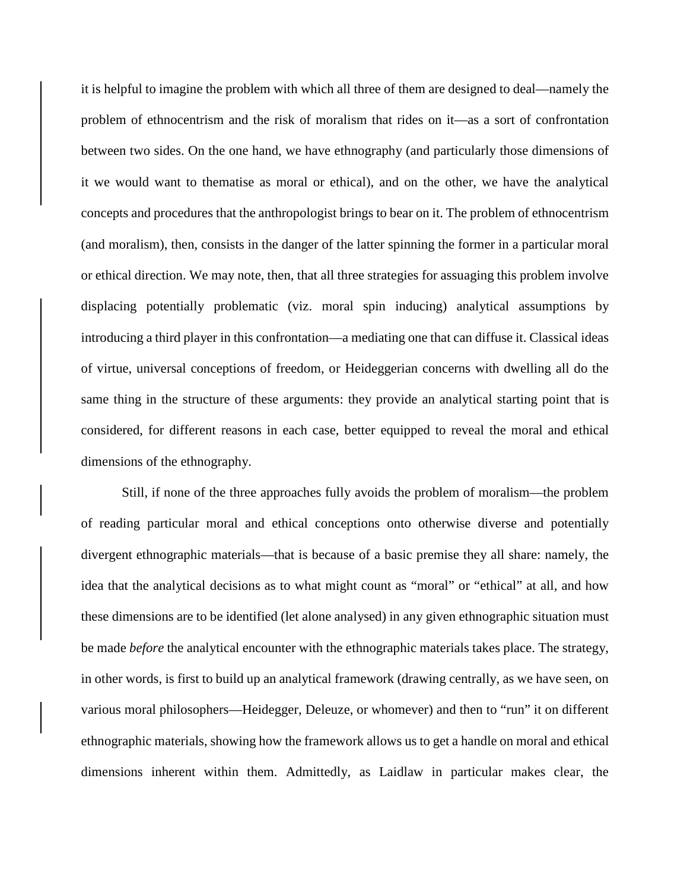it is helpful to imagine the problem with which all three of them are designed to deal—namely the problem of ethnocentrism and the risk of moralism that rides on it—as a sort of confrontation between two sides. On the one hand, we have ethnography (and particularly those dimensions of it we would want to thematise as moral or ethical), and on the other, we have the analytical concepts and procedures that the anthropologist brings to bear on it. The problem of ethnocentrism (and moralism), then, consists in the danger of the latter spinning the former in a particular moral or ethical direction. We may note, then, that all three strategies for assuaging this problem involve displacing potentially problematic (viz. moral spin inducing) analytical assumptions by introducing a third player in this confrontation—a mediating one that can diffuse it. Classical ideas of virtue, universal conceptions of freedom, or Heideggerian concerns with dwelling all do the same thing in the structure of these arguments: they provide an analytical starting point that is considered, for different reasons in each case, better equipped to reveal the moral and ethical dimensions of the ethnography.

Still, if none of the three approaches fully avoids the problem of moralism—the problem of reading particular moral and ethical conceptions onto otherwise diverse and potentially divergent ethnographic materials—that is because of a basic premise they all share: namely, the idea that the analytical decisions as to what might count as "moral" or "ethical" at all, and how these dimensions are to be identified (let alone analysed) in any given ethnographic situation must be made *before* the analytical encounter with the ethnographic materials takes place. The strategy, in other words, is first to build up an analytical framework (drawing centrally, as we have seen, on various moral philosophers—Heidegger, Deleuze, or whomever) and then to "run" it on different ethnographic materials, showing how the framework allows us to get a handle on moral and ethical dimensions inherent within them. Admittedly, as Laidlaw in particular makes clear, the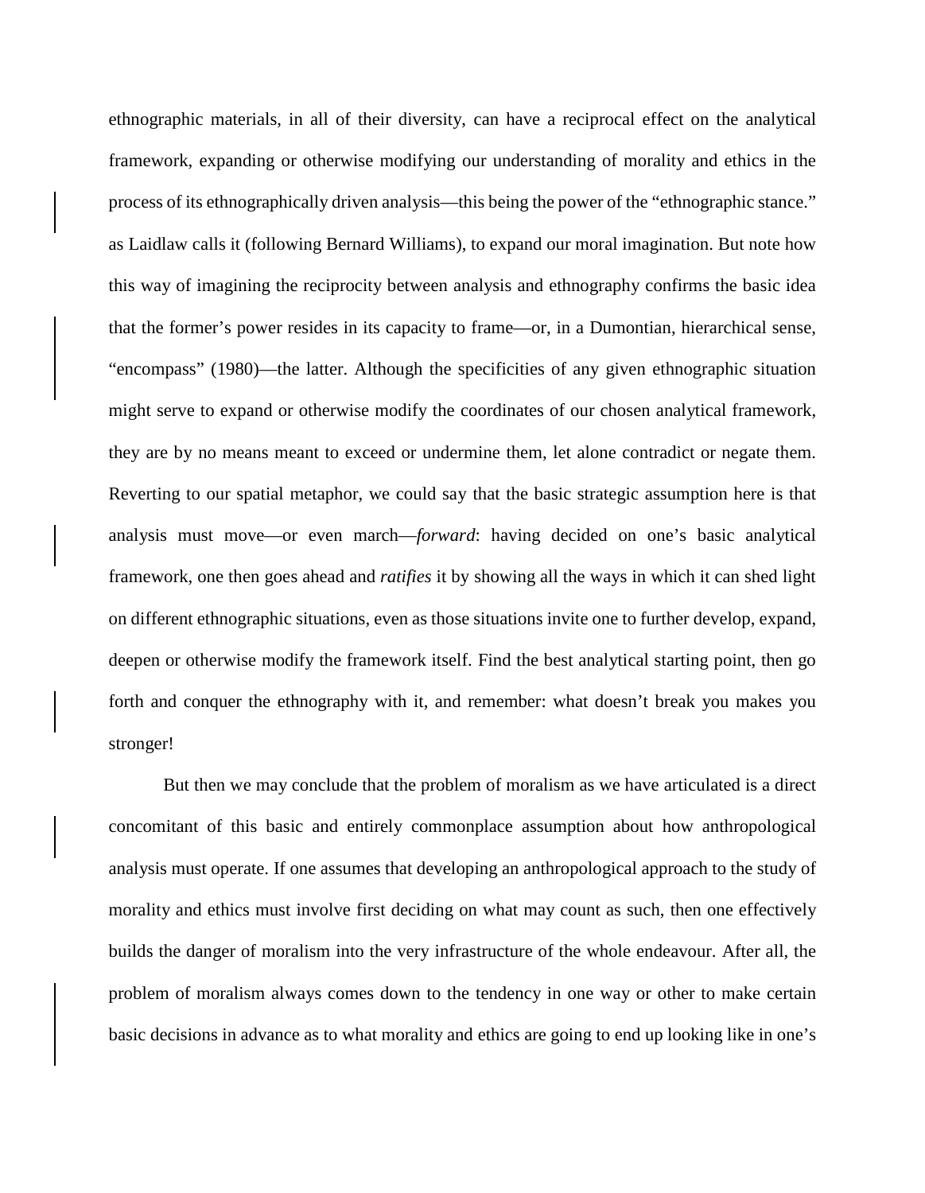ethnographic materials, in all of their diversity, can have a reciprocal effect on the analytical framework, expanding or otherwise modifying our understanding of morality and ethics in the process of its ethnographically driven analysis—this being the power of the "ethnographic stance." as Laidlaw calls it (following Bernard Williams), to expand our moral imagination. But note how this way of imagining the reciprocity between analysis and ethnography confirms the basic idea that the former's power resides in its capacity to frame—or, in a Dumontian, hierarchical sense, "encompass" (1980)—the latter. Although the specificities of any given ethnographic situation might serve to expand or otherwise modify the coordinates of our chosen analytical framework, they are by no means meant to exceed or undermine them, let alone contradict or negate them. Reverting to our spatial metaphor, we could say that the basic strategic assumption here is that analysis must move—or even march—*forward*: having decided on one's basic analytical framework, one then goes ahead and *ratifies* it by showing all the ways in which it can shed light on different ethnographic situations, even as those situations invite one to further develop, expand, deepen or otherwise modify the framework itself. Find the best analytical starting point, then go forth and conquer the ethnography with it, and remember: what doesn't break you makes you stronger!

But then we may conclude that the problem of moralism as we have articulated is a direct concomitant of this basic and entirely commonplace assumption about how anthropological analysis must operate. If one assumes that developing an anthropological approach to the study of morality and ethics must involve first deciding on what may count as such, then one effectively builds the danger of moralism into the very infrastructure of the whole endeavour. After all, the problem of moralism always comes down to the tendency in one way or other to make certain basic decisions in advance as to what morality and ethics are going to end up looking like in one's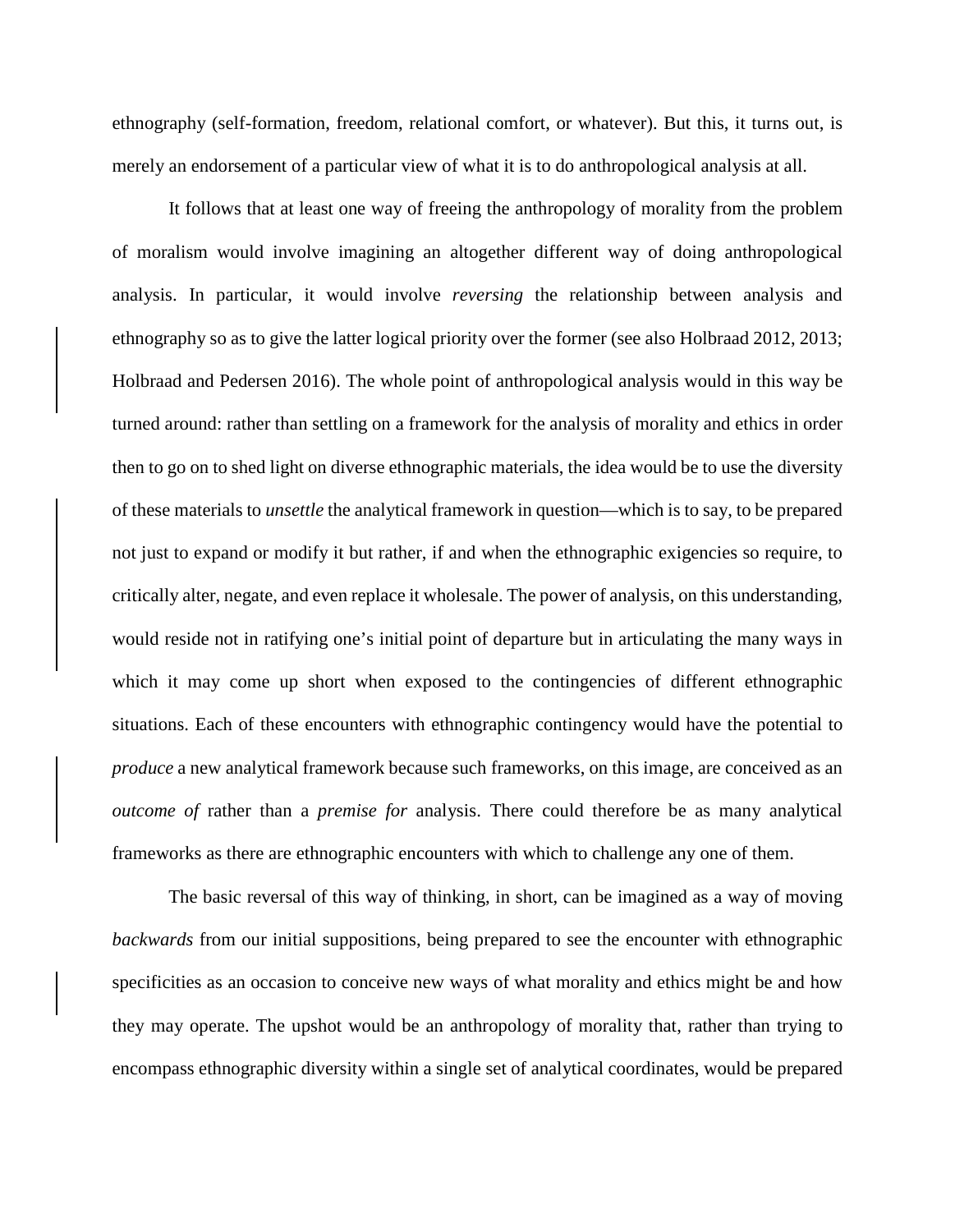ethnography (self-formation, freedom, relational comfort, or whatever). But this, it turns out, is merely an endorsement of a particular view of what it is to do anthropological analysis at all.

It follows that at least one way of freeing the anthropology of morality from the problem of moralism would involve imagining an altogether different way of doing anthropological analysis. In particular, it would involve *reversing* the relationship between analysis and ethnography so as to give the latter logical priority over the former (see also Holbraad 2012, 2013; Holbraad and Pedersen 2016). The whole point of anthropological analysis would in this way be turned around: rather than settling on a framework for the analysis of morality and ethics in order then to go on to shed light on diverse ethnographic materials, the idea would be to use the diversity of these materials to *unsettle* the analytical framework in question—which is to say, to be prepared not just to expand or modify it but rather, if and when the ethnographic exigencies so require, to critically alter, negate, and even replace it wholesale. The power of analysis, on this understanding, would reside not in ratifying one's initial point of departure but in articulating the many ways in which it may come up short when exposed to the contingencies of different ethnographic situations. Each of these encounters with ethnographic contingency would have the potential to *produce* a new analytical framework because such frameworks, on this image, are conceived as an *outcome of* rather than a *premise for* analysis. There could therefore be as many analytical frameworks as there are ethnographic encounters with which to challenge any one of them.

The basic reversal of this way of thinking, in short, can be imagined as a way of moving *backwards* from our initial suppositions, being prepared to see the encounter with ethnographic specificities as an occasion to conceive new ways of what morality and ethics might be and how they may operate. The upshot would be an anthropology of morality that, rather than trying to encompass ethnographic diversity within a single set of analytical coordinates, would be prepared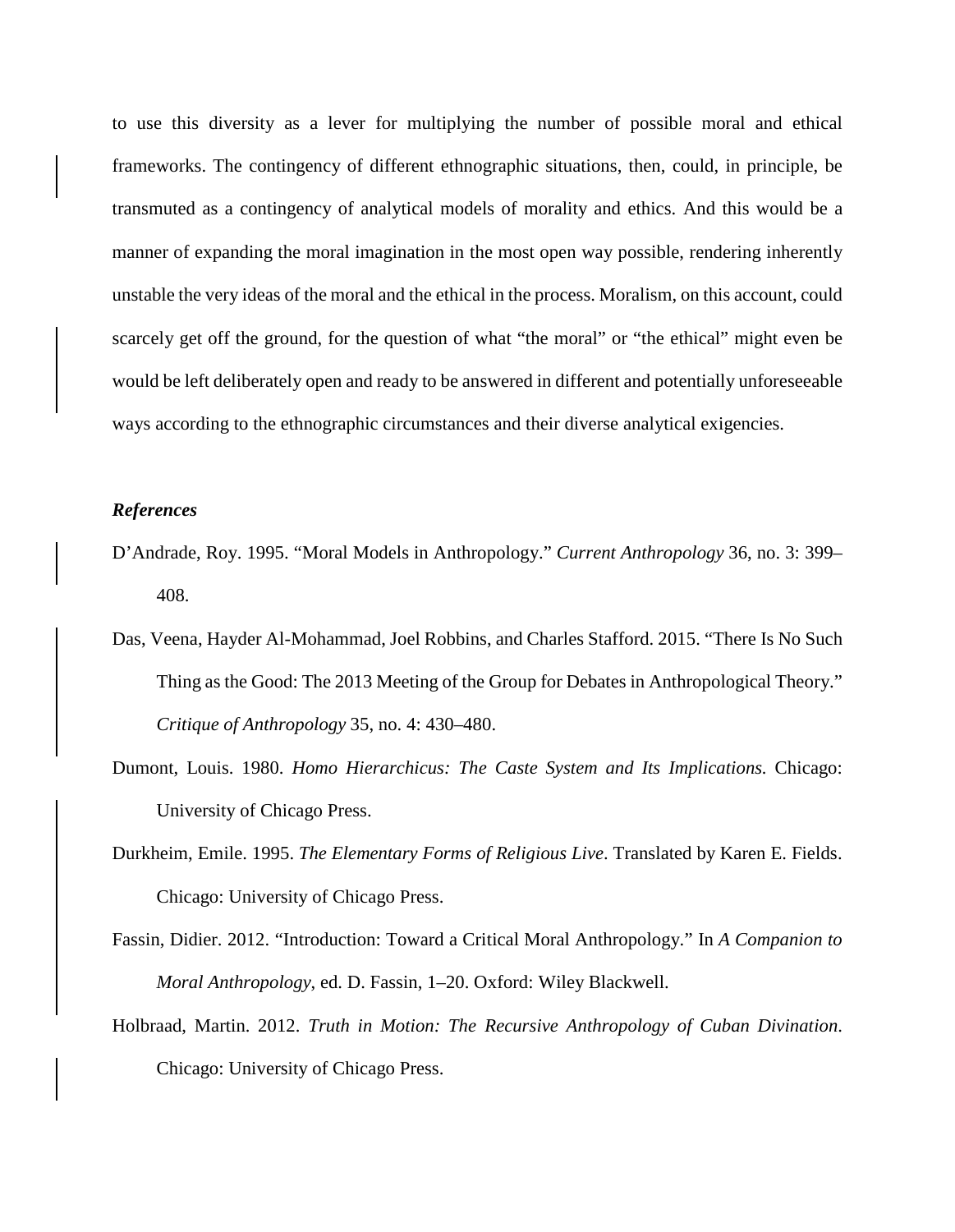to use this diversity as a lever for multiplying the number of possible moral and ethical frameworks. The contingency of different ethnographic situations, then, could, in principle, be transmuted as a contingency of analytical models of morality and ethics. And this would be a manner of expanding the moral imagination in the most open way possible, rendering inherently unstable the very ideas of the moral and the ethical in the process. Moralism, on this account, could scarcely get off the ground, for the question of what "the moral" or "the ethical" might even be would be left deliberately open and ready to be answered in different and potentially unforeseeable ways according to the ethnographic circumstances and their diverse analytical exigencies.

### *References*

D'Andrade, Roy. 1995. "Moral Models in Anthropology." *Current Anthropology* 36, no. 3: 399–408.

Das, Veena, Hayder Al-Mohammad, Joel Robbins, and Charles Stafford. 2015. "There Is No Such Thing as the Good: The 2013 Meeting of the Group for Debates in Anthropological Theory." *Critique of Anthropology* 35, no. 4: 430–480.

Dumont, Louis. 1980. *Homo Hierarchicus: The Caste System and Its Implications.* Chicago: University of Chicago Press.

Durkheim, Emile. 1995. *The Elementary Forms of Religious Live*. Translated by Karen E. Fields. Chicago: University of Chicago Press.

Fassin, Didier. 2012. "Introduction: Toward a Critical Moral Anthropology." In *A Companion to Moral Anthropology*, ed. D. Fassin, 1–20. Oxford: Wiley Blackwell.

Holbraad, Martin. 2012. *Truth in Motion: The Recursive Anthropology of Cuban Divination*. Chicago: University of Chicago Press.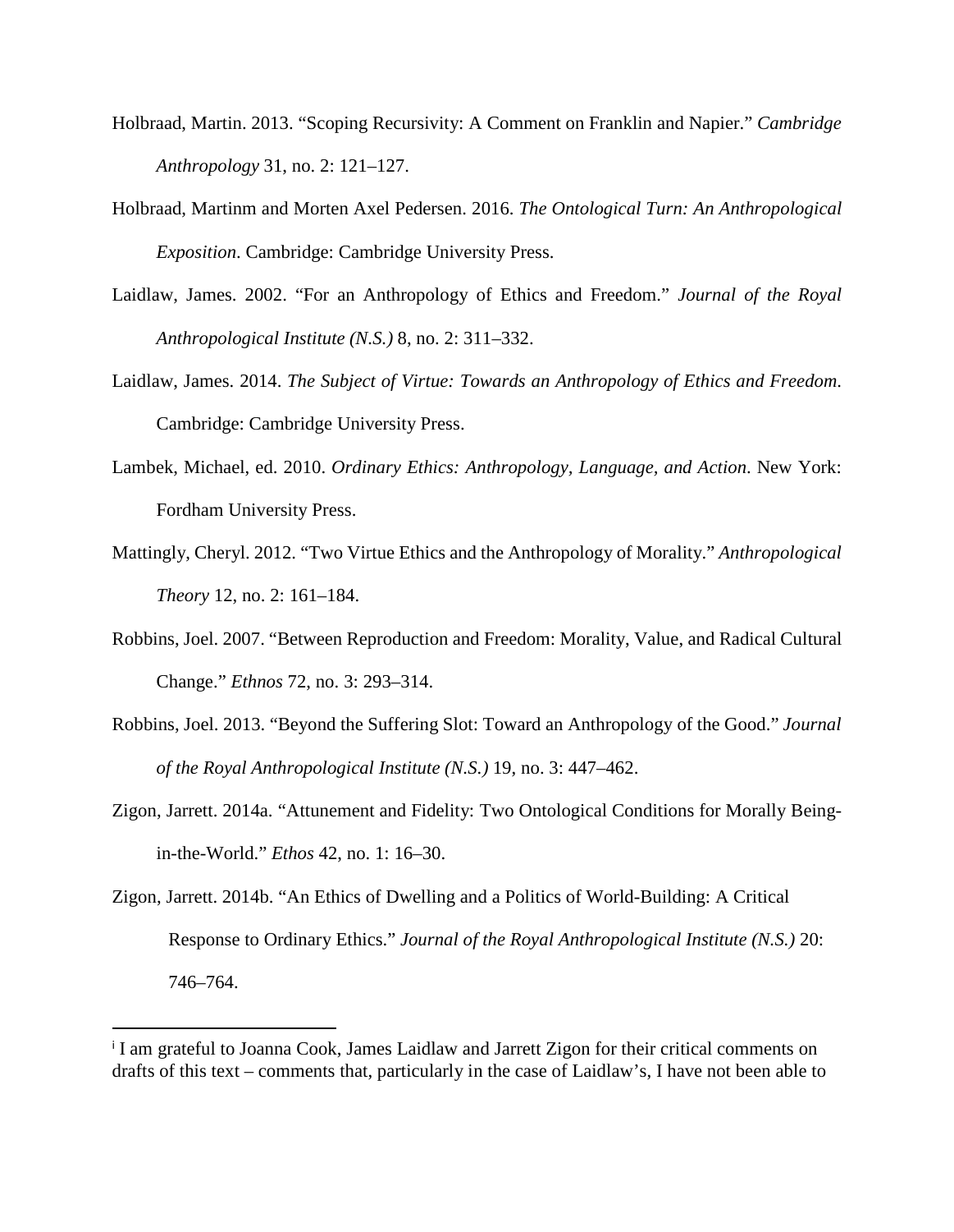Holbraad, Martin. 2013. "Scoping Recursivity: A Comment on Franklin and Napier." *Cambridge Anthropology* 31, no. 2: 121–127.

Holbraad, Martinm and Morten Axel Pedersen. 2016. *The Ontological Turn: An Anthropological Exposition*. Cambridge: Cambridge University Press.

Laidlaw, James. 2002. "For an Anthropology of Ethics and Freedom." *Journal of the Royal Anthropological Institute (N.S.)* 8, no. 2: 311–332.

Laidlaw, James. 2014. *The Subject of Virtue: Towards an Anthropology of Ethics and Freedom*. Cambridge: Cambridge University Press.

Lambek, Michael, ed. 2010. *Ordinary Ethics: Anthropology, Language, and Action*. New York: Fordham University Press.

Mattingly, Cheryl. 2012. "Two Virtue Ethics and the Anthropology of Morality." *Anthropological Theory* 12, no. 2: 161–184.

Robbins, Joel. 2007. "Between Reproduction and Freedom: Morality, Value, and Radical Cultural Change." *Ethnos* 72, no. 3: 293–314.

Robbins, Joel. 2013. "Beyond the Suffering Slot: Toward an Anthropology of the Good." *Journal of the Royal Anthropological Institute (N.S.)* 19, no. 3: 447–462.

Zigon, Jarrett. 2014a. "Attunement and Fidelity: Two Ontological Conditions for Morally Being-in-the-World." *Ethos* 42, no. 1: 16–30.

Zigon, Jarrett. 2014b. "An Ethics of Dwelling and a Politics of World-Building: A Critical Response to Ordinary Ethics." *Journal of the Royal Anthropological Institute (N.S.)* 20: 746–764.

---

[i] I am grateful to Joanna Cook, James Laidlaw and Jarrett Zigon for their critical comments on drafts of this text – comments that, particularly in the case of Laidlaw's, I have not been able to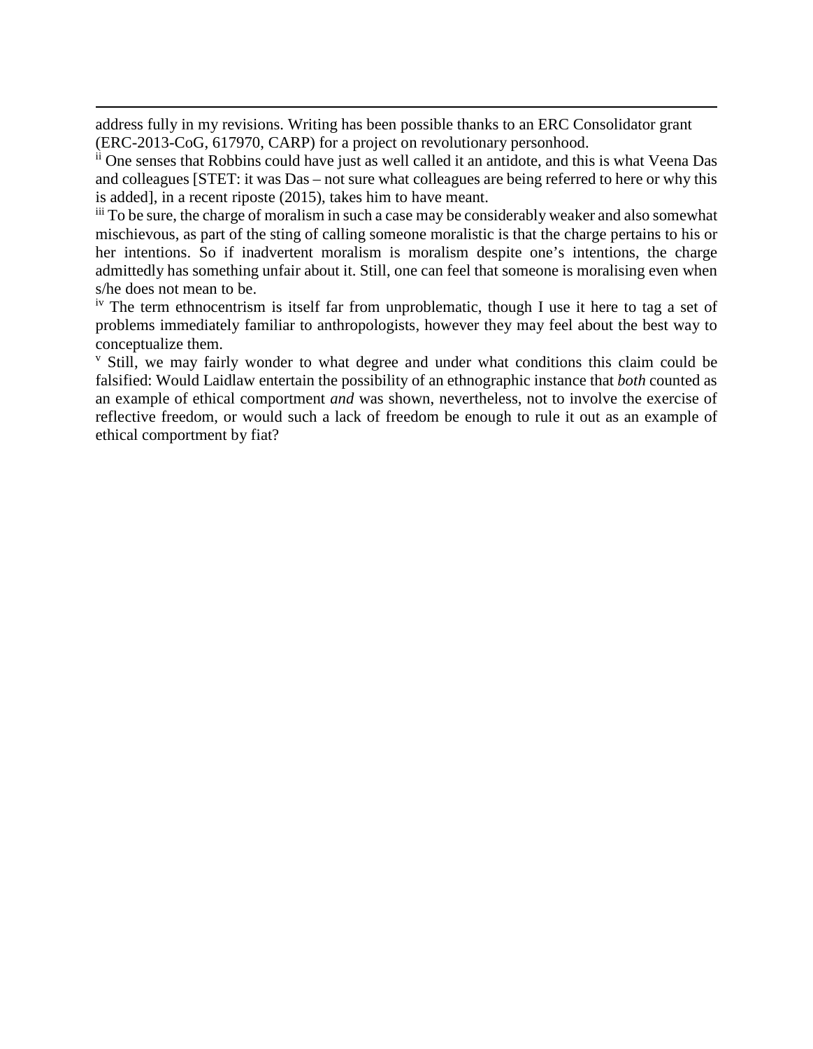address fully in my revisions. Writing has been possible thanks to an ERC Consolidator grant (ERC-2013-CoG, 617970, CARP) for a project on revolutionary personhood.

[ii] One senses that Robbins could have just as well called it an antidote, and this is what Veena Das and colleagues [STET: it was Das – not sure what colleagues are being referred to here or why this is added], in a recent riposte (2015), takes him to have meant.

[iii] To be sure, the charge of moralism in such a case may be considerably weaker and also somewhat mischievous, as part of the sting of calling someone moralistic is that the charge pertains to his or her intentions. So if inadvertent moralism is moralism despite one's intentions, the charge admittedly has something unfair about it. Still, one can feel that someone is moralising even when s/he does not mean to be.

[iv] The term ethnocentrism is itself far from unproblematic, though I use it here to tag a set of problems immediately familiar to anthropologists, however they may feel about the best way to conceptualize them.

[v] Still, we may fairly wonder to what degree and under what conditions this claim could be falsified: Would Laidlaw entertain the possibility of an ethnographic instance that *both* counted as an example of ethical comportment *and* was shown, nevertheless, not to involve the exercise of reflective freedom, or would such a lack of freedom be enough to rule it out as an example of ethical comportment by fiat?